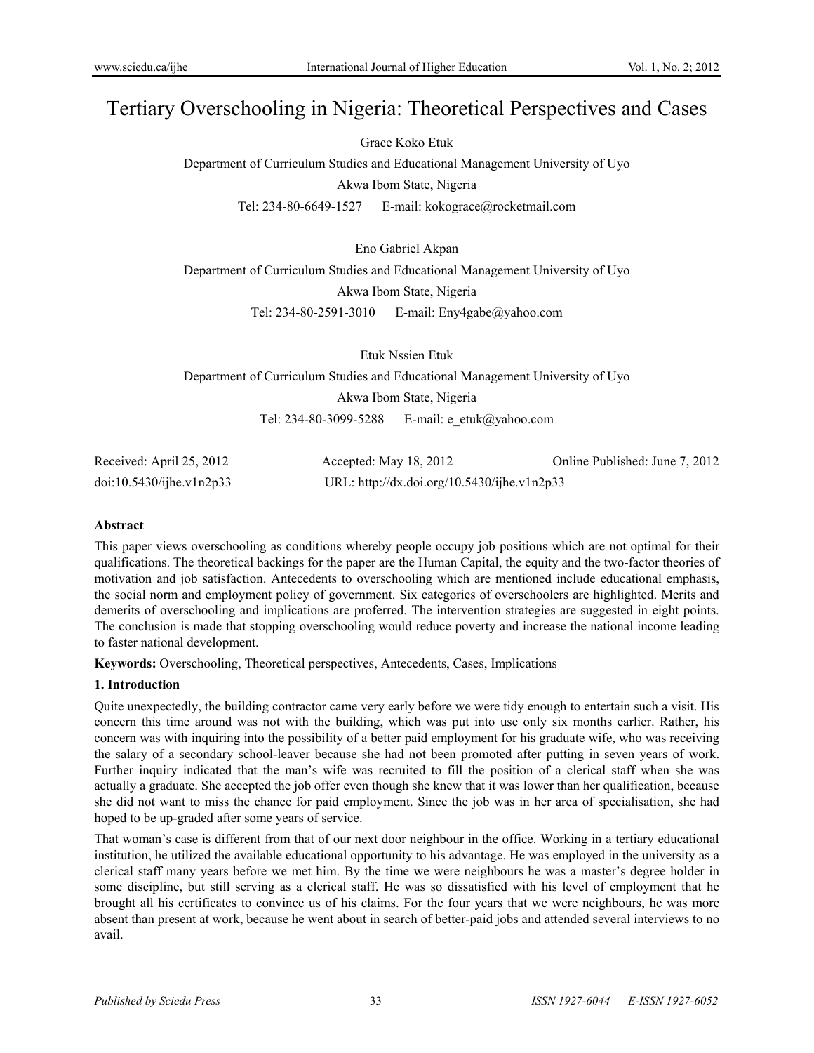# Tertiary Overschooling in Nigeria: Theoretical Perspectives and Cases

Grace Koko Etuk

Department of Curriculum Studies and Educational Management University of Uyo

Akwa Ibom State, Nigeria

Tel: 234-80-6649-1527 E-mail: kokograce@rocketmail.com

Eno Gabriel Akpan

Department of Curriculum Studies and Educational Management University of Uyo

Akwa Ibom State, Nigeria

Tel: 234-80-2591-3010 E-mail: Eny4gabe@yahoo.com

Etuk Nssien Etuk

Department of Curriculum Studies and Educational Management University of Uyo

Akwa Ibom State, Nigeria

Tel: 234-80-3099-5288 E-mail: e_etuk@yahoo.com

Received: April 25, 2012 Accepted: May 18, 2012 Online Published: June 7, 2012

doi:10.5430/ijhe.v1n2p33 URL: http://dx.doi.org/10.5430/ijhe.v1n2p33

**Abstract**

This paper views overschooling as conditions whereby people occupy job positions which are not optimal for their qualifications. The theoretical backings for the paper are the Human Capital, the equity and the two-factor theories of motivation and job satisfaction. Antecedents to overschooling which are mentioned include educational emphasis, the social norm and employment policy of government. Six categories of overschoolers are highlighted. Merits and demerits of overschooling and implications are proferred. The intervention strategies are suggested in eight points. The conclusion is made that stopping overschooling would reduce poverty and increase the national income leading to faster national development.

**Keywords:** Overschooling, Theoretical perspectives, Antecedents, Cases, Implications

## 1. Introduction

Quite unexpectedly, the building contractor came very early before we were tidy enough to entertain such a visit. His concern this time around was not with the building, which was put into use only six months earlier. Rather, his concern was with inquiring into the possibility of a better paid employment for his graduate wife, who was receiving the salary of a secondary school-leaver because she had not been promoted after putting in seven years of work. Further inquiry indicated that the man's wife was recruited to fill the position of a clerical staff when she was actually a graduate. She accepted the job offer even though she knew that it was lower than her qualification, because she did not want to miss the chance for paid employment. Since the job was in her area of specialisation, she had hoped to be up-graded after some years of service.

That woman's case is different from that of our next door neighbour in the office. Working in a tertiary educational institution, he utilized the available educational opportunity to his advantage. He was employed in the university as a clerical staff many years before we met him. By the time we were neighbours he was a master's degree holder in some discipline, but still serving as a clerical staff. He was so dissatisfied with his level of employment that he brought all his certificates to convince us of his claims. For the four years that we were neighbours, he was more absent than present at work, because he went about in search of better-paid jobs and attended several interviews to no avail.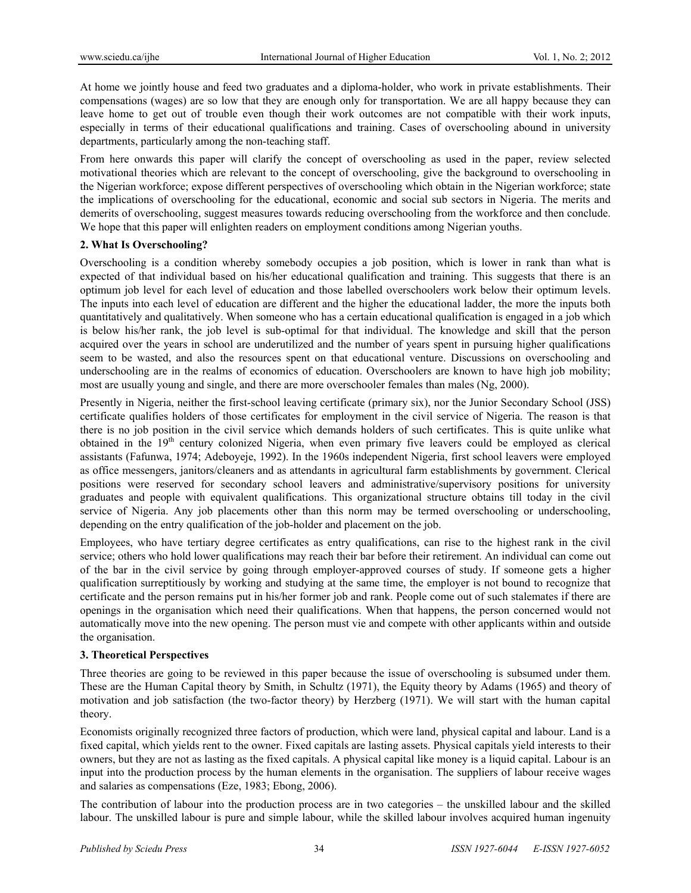At home we jointly house and feed two graduates and a diploma-holder, who work in private establishments. Their compensations (wages) are so low that they are enough only for transportation. We are all happy because they can leave home to get out of trouble even though their work outcomes are not compatible with their work inputs, especially in terms of their educational qualifications and training. Cases of overschooling abound in university departments, particularly among the non-teaching staff.

From here onwards this paper will clarify the concept of overschooling as used in the paper, review selected motivational theories which are relevant to the concept of overschooling, give the background to overschooling in the Nigerian workforce; expose different perspectives of overschooling which obtain in the Nigerian workforce; state the implications of overschooling for the educational, economic and social sub sectors in Nigeria. The merits and demerits of overschooling, suggest measures towards reducing overschooling from the workforce and then conclude. We hope that this paper will enlighten readers on employment conditions among Nigerian youths.

## 2. What Is Overschooling?

Overschooling is a condition whereby somebody occupies a job position, which is lower in rank than what is expected of that individual based on his/her educational qualification and training. This suggests that there is an optimum job level for each level of education and those labelled overschoolers work below their optimum levels. The inputs into each level of education are different and the higher the educational ladder, the more the inputs both quantitatively and qualitatively. When someone who has a certain educational qualification is engaged in a job which is below his/her rank, the job level is sub-optimal for that individual. The knowledge and skill that the person acquired over the years in school are underutilized and the number of years spent in pursuing higher qualifications seem to be wasted, and also the resources spent on that educational venture. Discussions on overschooling and underschooling are in the realms of economics of education. Overschoolers are known to have high job mobility; most are usually young and single, and there are more overschooler females than males (Ng, 2000).

Presently in Nigeria, neither the first-school leaving certificate (primary six), nor the Junior Secondary School (JSS) certificate qualifies holders of those certificates for employment in the civil service of Nigeria. The reason is that there is no job position in the civil service which demands holders of such certificates. This is quite unlike what obtained in the 19th century colonized Nigeria, when even primary five leavers could be employed as clerical assistants (Fafunwa, 1974; Adeboyeje, 1992). In the 1960s independent Nigeria, first school leavers were employed as office messengers, janitors/cleaners and as attendants in agricultural farm establishments by government. Clerical positions were reserved for secondary school leavers and administrative/supervisory positions for university graduates and people with equivalent qualifications. This organizational structure obtains till today in the civil service of Nigeria. Any job placements other than this norm may be termed overschooling or underschooling, depending on the entry qualification of the job-holder and placement on the job.

Employees, who have tertiary degree certificates as entry qualifications, can rise to the highest rank in the civil service; others who hold lower qualifications may reach their bar before their retirement. An individual can come out of the bar in the civil service by going through employer-approved courses of study. If someone gets a higher qualification surreptitiously by working and studying at the same time, the employer is not bound to recognize that certificate and the person remains put in his/her former job and rank. People come out of such stalemates if there are openings in the organisation which need their qualifications. When that happens, the person concerned would not automatically move into the new opening. The person must vie and compete with other applicants within and outside the organisation.

## 3. Theoretical Perspectives

Three theories are going to be reviewed in this paper because the issue of overschooling is subsumed under them. These are the Human Capital theory by Smith, in Schultz (1971), the Equity theory by Adams (1965) and theory of motivation and job satisfaction (the two-factor theory) by Herzberg (1971). We will start with the human capital theory.

Economists originally recognized three factors of production, which were land, physical capital and labour. Land is a fixed capital, which yields rent to the owner. Fixed capitals are lasting assets. Physical capitals yield interests to their owners, but they are not as lasting as the fixed capitals. A physical capital like money is a liquid capital. Labour is an input into the production process by the human elements in the organisation. The suppliers of labour receive wages and salaries as compensations (Eze, 1983; Ebong, 2006).

The contribution of labour into the production process are in two categories – the unskilled labour and the skilled labour. The unskilled labour is pure and simple labour, while the skilled labour involves acquired human ingenuity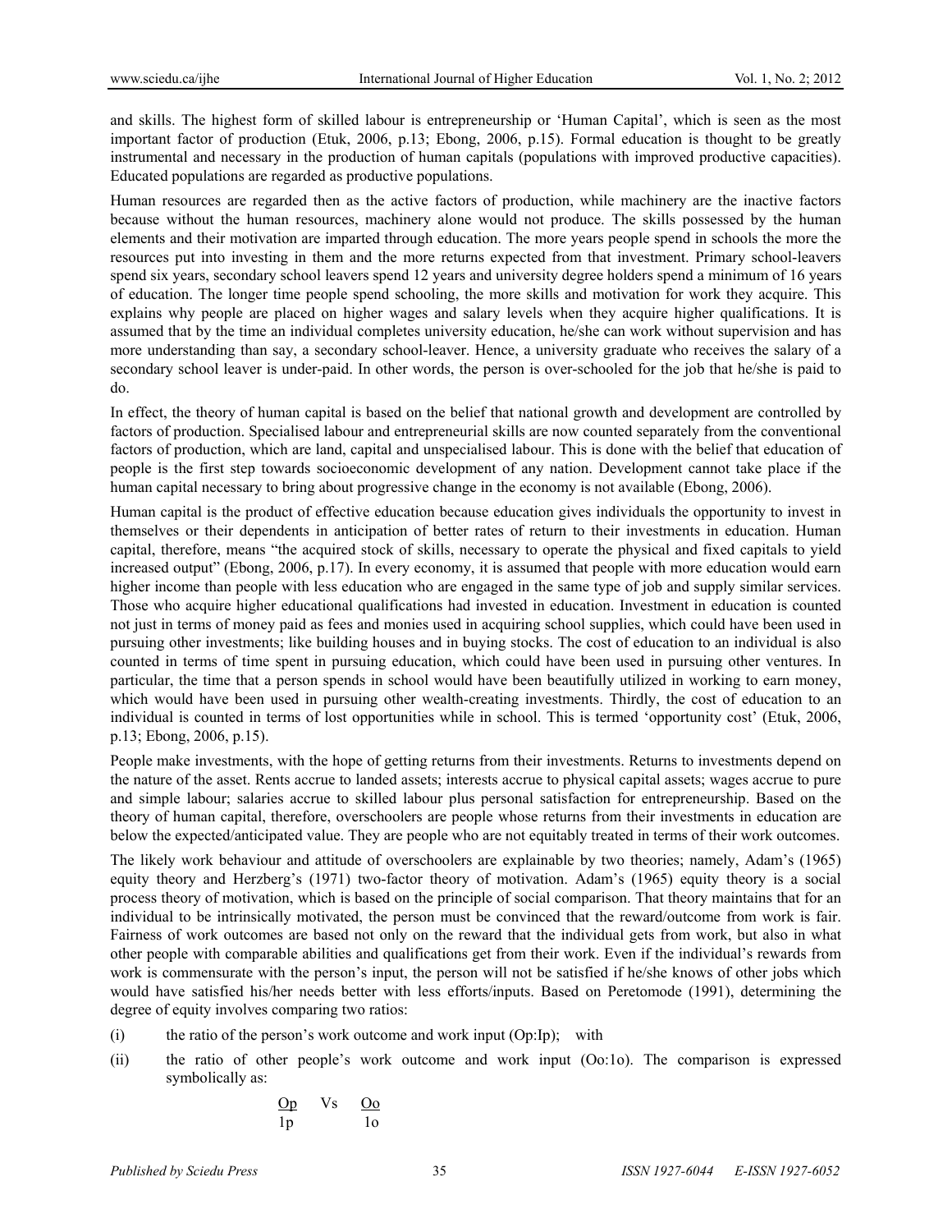and skills. The highest form of skilled labour is entrepreneurship or 'Human Capital', which is seen as the most important factor of production (Etuk, 2006, p.13; Ebong, 2006, p.15). Formal education is thought to be greatly instrumental and necessary in the production of human capitals (populations with improved productive capacities). Educated populations are regarded as productive populations.

Human resources are regarded then as the active factors of production, while machinery are the inactive factors because without the human resources, machinery alone would not produce. The skills possessed by the human elements and their motivation are imparted through education. The more years people spend in schools the more the resources put into investing in them and the more returns expected from that investment. Primary school-leavers spend six years, secondary school leavers spend 12 years and university degree holders spend a minimum of 16 years of education. The longer time people spend schooling, the more skills and motivation for work they acquire. This explains why people are placed on higher wages and salary levels when they acquire higher qualifications. It is assumed that by the time an individual completes university education, he/she can work without supervision and has more understanding than say, a secondary school-leaver. Hence, a university graduate who receives the salary of a secondary school leaver is under-paid. In other words, the person is over-schooled for the job that he/she is paid to do.

In effect, the theory of human capital is based on the belief that national growth and development are controlled by factors of production. Specialised labour and entrepreneurial skills are now counted separately from the conventional factors of production, which are land, capital and unspecialised labour. This is done with the belief that education of people is the first step towards socioeconomic development of any nation. Development cannot take place if the human capital necessary to bring about progressive change in the economy is not available (Ebong, 2006).

Human capital is the product of effective education because education gives individuals the opportunity to invest in themselves or their dependents in anticipation of better rates of return to their investments in education. Human capital, therefore, means "the acquired stock of skills, necessary to operate the physical and fixed capitals to yield increased output" (Ebong, 2006, p.17). In every economy, it is assumed that people with more education would earn higher income than people with less education who are engaged in the same type of job and supply similar services. Those who acquire higher educational qualifications had invested in education. Investment in education is counted not just in terms of money paid as fees and monies used in acquiring school supplies, which could have been used in pursuing other investments; like building houses and in buying stocks. The cost of education to an individual is also counted in terms of time spent in pursuing education, which could have been used in pursuing other ventures. In particular, the time that a person spends in school would have been beautifully utilized in working to earn money, which would have been used in pursuing other wealth-creating investments. Thirdly, the cost of education to an individual is counted in terms of lost opportunities while in school. This is termed 'opportunity cost' (Etuk, 2006, p.13; Ebong, 2006, p.15).

People make investments, with the hope of getting returns from their investments. Returns to investments depend on the nature of the asset. Rents accrue to landed assets; interests accrue to physical capital assets; wages accrue to pure and simple labour; salaries accrue to skilled labour plus personal satisfaction for entrepreneurship. Based on the theory of human capital, therefore, overschoolers are people whose returns from their investments in education are below the expected/anticipated value. They are people who are not equitably treated in terms of their work outcomes.

The likely work behaviour and attitude of overschoolers are explainable by two theories; namely, Adam's (1965) equity theory and Herzberg's (1971) two-factor theory of motivation. Adam's (1965) equity theory is a social process theory of motivation, which is based on the principle of social comparison. That theory maintains that for an individual to be intrinsically motivated, the person must be convinced that the reward/outcome from work is fair. Fairness of work outcomes are based not only on the reward that the individual gets from work, but also in what other people with comparable abilities and qualifications get from their work. Even if the individual's rewards from work is commensurate with the person's input, the person will not be satisfied if he/she knows of other jobs which would have satisfied his/her needs better with less efforts/inputs. Based on Peretomode (1991), determining the degree of equity involves comparing two ratios:

(i) the ratio of the person's work outcome and work input (Op:Ip); with

(ii) the ratio of other people's work outcome and work input (Oo:1o). The comparison is expressed symbolically as:

$$\frac{Op}{1p} \quad \text{Vs} \quad \frac{Oo}{1o}$$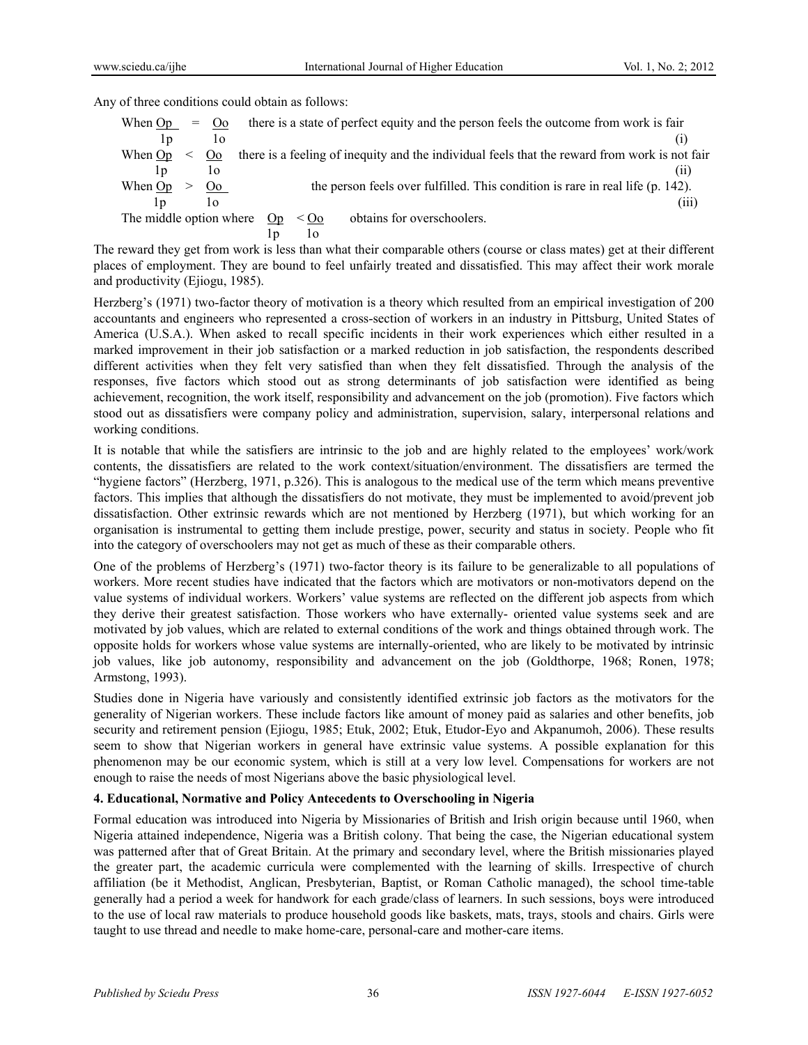Any of three conditions could obtain as follows:

When $\frac{Op}{1p} = \frac{Oo}{1o}$ there is a state of perfect equity and the person feels the outcome from work is fair (i)

When $\frac{Op}{1p} < \frac{Oo}{1o}$ there is a feeling of inequity and the individual feels that the reward from work is not fair (ii)

When $\frac{Op}{1p} > \frac{Oo}{1o}$ the person feels over fulfilled. This condition is rare in real life (p. 142). (iii)

The middle option where $\frac{Op}{1p} < \frac{Oo}{1o}$ obtains for overschoolers.

The reward they get from work is less than what their comparable others (course or class mates) get at their different places of employment. They are bound to feel unfairly treated and dissatisfied. This may affect their work morale and productivity (Ejiogu, 1985).

Herzberg's (1971) two-factor theory of motivation is a theory which resulted from an empirical investigation of 200 accountants and engineers who represented a cross-section of workers in an industry in Pittsburg, United States of America (U.S.A.). When asked to recall specific incidents in their work experiences which either resulted in a marked improvement in their job satisfaction or a marked reduction in job satisfaction, the respondents described different activities when they felt very satisfied than when they felt dissatisfied. Through the analysis of the responses, five factors which stood out as strong determinants of job satisfaction were identified as being achievement, recognition, the work itself, responsibility and advancement on the job (promotion). Five factors which stood out as dissatisfiers were company policy and administration, supervision, salary, interpersonal relations and working conditions.

It is notable that while the satisfiers are intrinsic to the job and are highly related to the employees' work/work contents, the dissatisfiers are related to the work context/situation/environment. The dissatisfiers are termed the "hygiene factors" (Herzberg, 1971, p.326). This is analogous to the medical use of the term which means preventive factors. This implies that although the dissatisfiers do not motivate, they must be implemented to avoid/prevent job dissatisfaction. Other extrinsic rewards which are not mentioned by Herzberg (1971), but which working for an organisation is instrumental to getting them include prestige, power, security and status in society. People who fit into the category of overschoolers may not get as much of these as their comparable others.

One of the problems of Herzberg's (1971) two-factor theory is its failure to be generalizable to all populations of workers. More recent studies have indicated that the factors which are motivators or non-motivators depend on the value systems of individual workers. Workers' value systems are reflected on the different job aspects from which they derive their greatest satisfaction. Those workers who have externally- oriented value systems seek and are motivated by job values, which are related to external conditions of the work and things obtained through work. The opposite holds for workers whose value systems are internally-oriented, who are likely to be motivated by intrinsic job values, like job autonomy, responsibility and advancement on the job (Goldthorpe, 1968; Ronen, 1978; Armstong, 1993).

Studies done in Nigeria have variously and consistently identified extrinsic job factors as the motivators for the generality of Nigerian workers. These include factors like amount of money paid as salaries and other benefits, job security and retirement pension (Ejiogu, 1985; Etuk, 2002; Etuk, Etudor-Eyo and Akpanumoh, 2006). These results seem to show that Nigerian workers in general have extrinsic value systems. A possible explanation for this phenomenon may be our economic system, which is still at a very low level. Compensations for workers are not enough to raise the needs of most Nigerians above the basic physiological level.

## 4. Educational, Normative and Policy Antecedents to Overschooling in Nigeria

Formal education was introduced into Nigeria by Missionaries of British and Irish origin because until 1960, when Nigeria attained independence, Nigeria was a British colony. That being the case, the Nigerian educational system was patterned after that of Great Britain. At the primary and secondary level, where the British missionaries played the greater part, the academic curricula were complemented with the learning of skills. Irrespective of church affiliation (be it Methodist, Anglican, Presbyterian, Baptist, or Roman Catholic managed), the school time-table generally had a period a week for handwork for each grade/class of learners. In such sessions, boys were introduced to the use of local raw materials to produce household goods like baskets, mats, trays, stools and chairs. Girls were taught to use thread and needle to make home-care, personal-care and mother-care items.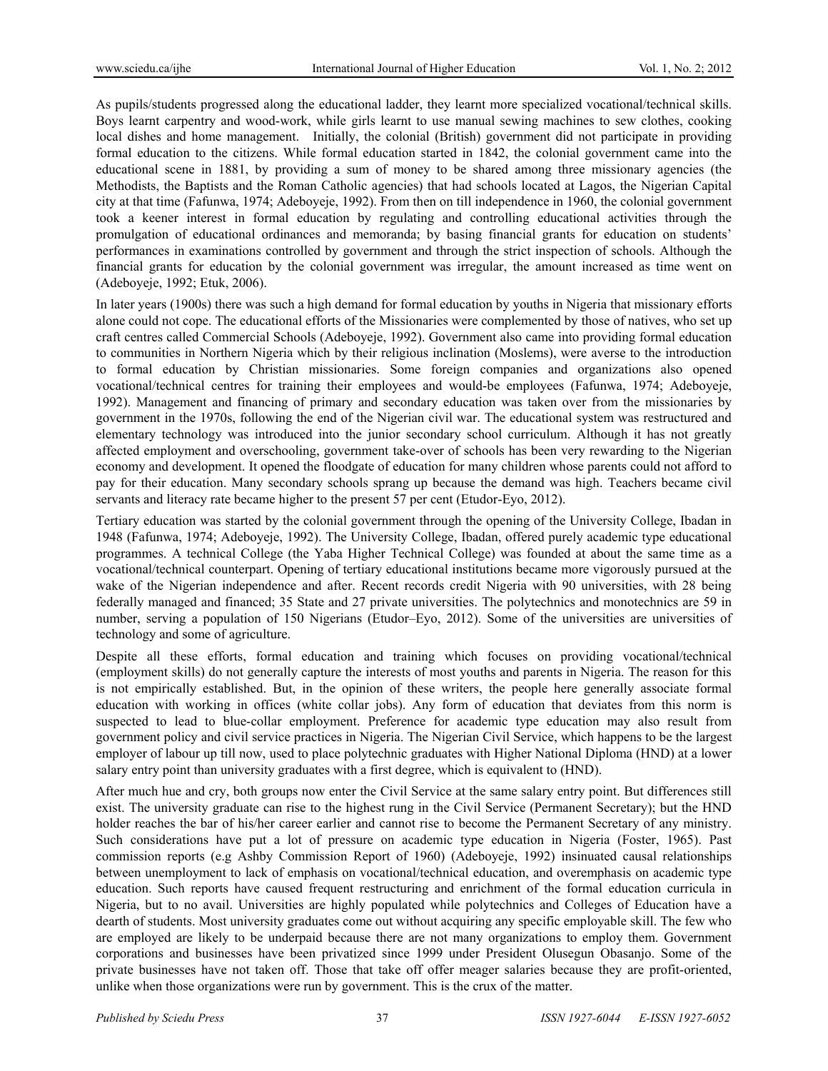As pupils/students progressed along the educational ladder, they learnt more specialized vocational/technical skills. Boys learnt carpentry and wood-work, while girls learnt to use manual sewing machines to sew clothes, cooking local dishes and home management. Initially, the colonial (British) government did not participate in providing formal education to the citizens. While formal education started in 1842, the colonial government came into the educational scene in 1881, by providing a sum of money to be shared among three missionary agencies (the Methodists, the Baptists and the Roman Catholic agencies) that had schools located at Lagos, the Nigerian Capital city at that time (Fafunwa, 1974; Adeboyeje, 1992). From then on till independence in 1960, the colonial government took a keener interest in formal education by regulating and controlling educational activities through the promulgation of educational ordinances and memoranda; by basing financial grants for education on students' performances in examinations controlled by government and through the strict inspection of schools. Although the financial grants for education by the colonial government was irregular, the amount increased as time went on (Adeboyeje, 1992; Etuk, 2006).

In later years (1900s) there was such a high demand for formal education by youths in Nigeria that missionary efforts alone could not cope. The educational efforts of the Missionaries were complemented by those of natives, who set up craft centres called Commercial Schools (Adeboyeje, 1992). Government also came into providing formal education to communities in Northern Nigeria which by their religious inclination (Moslems), were averse to the introduction to formal education by Christian missionaries. Some foreign companies and organizations also opened vocational/technical centres for training their employees and would-be employees (Fafunwa, 1974; Adeboyeje, 1992). Management and financing of primary and secondary education was taken over from the missionaries by government in the 1970s, following the end of the Nigerian civil war. The educational system was restructured and elementary technology was introduced into the junior secondary school curriculum. Although it has not greatly affected employment and overschooling, government take-over of schools has been very rewarding to the Nigerian economy and development. It opened the floodgate of education for many children whose parents could not afford to pay for their education. Many secondary schools sprang up because the demand was high. Teachers became civil servants and literacy rate became higher to the present 57 per cent (Etudor-Eyo, 2012).

Tertiary education was started by the colonial government through the opening of the University College, Ibadan in 1948 (Fafunwa, 1974; Adeboyeje, 1992). The University College, Ibadan, offered purely academic type educational programmes. A technical College (the Yaba Higher Technical College) was founded at about the same time as a vocational/technical counterpart. Opening of tertiary educational institutions became more vigorously pursued at the wake of the Nigerian independence and after. Recent records credit Nigeria with 90 universities, with 28 being federally managed and financed; 35 State and 27 private universities. The polytechnics and monotechnics are 59 in number, serving a population of 150 Nigerians (Etudor–Eyo, 2012). Some of the universities are universities of technology and some of agriculture.

Despite all these efforts, formal education and training which focuses on providing vocational/technical (employment skills) do not generally capture the interests of most youths and parents in Nigeria. The reason for this is not empirically established. But, in the opinion of these writers, the people here generally associate formal education with working in offices (white collar jobs). Any form of education that deviates from this norm is suspected to lead to blue-collar employment. Preference for academic type education may also result from government policy and civil service practices in Nigeria. The Nigerian Civil Service, which happens to be the largest employer of labour up till now, used to place polytechnic graduates with Higher National Diploma (HND) at a lower salary entry point than university graduates with a first degree, which is equivalent to (HND).

After much hue and cry, both groups now enter the Civil Service at the same salary entry point. But differences still exist. The university graduate can rise to the highest rung in the Civil Service (Permanent Secretary); but the HND holder reaches the bar of his/her career earlier and cannot rise to become the Permanent Secretary of any ministry. Such considerations have put a lot of pressure on academic type education in Nigeria (Foster, 1965). Past commission reports (e.g Ashby Commission Report of 1960) (Adeboyeje, 1992) insinuated causal relationships between unemployment to lack of emphasis on vocational/technical education, and overemphasis on academic type education. Such reports have caused frequent restructuring and enrichment of the formal education curricula in Nigeria, but to no avail. Universities are highly populated while polytechnics and Colleges of Education have a dearth of students. Most university graduates come out without acquiring any specific employable skill. The few who are employed are likely to be underpaid because there are not many organizations to employ them. Government corporations and businesses have been privatized since 1999 under President Olusegun Obasanjo. Some of the private businesses have not taken off. Those that take off offer meager salaries because they are profit-oriented, unlike when those organizations were run by government. This is the crux of the matter.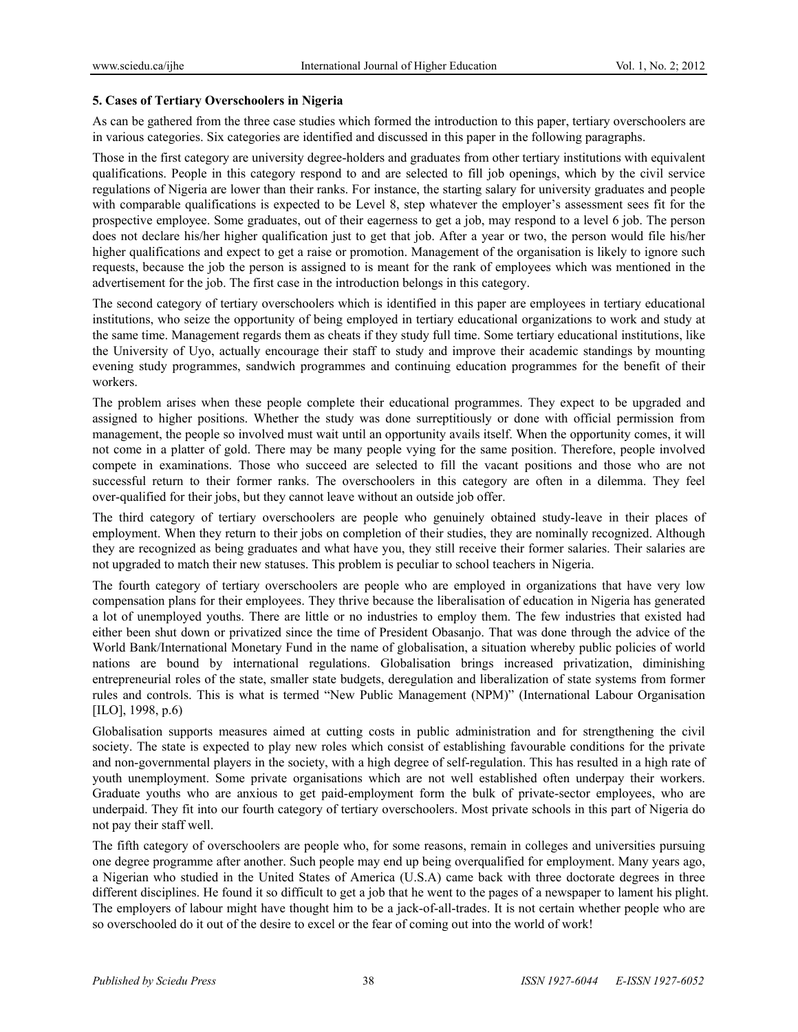### 5. Cases of Tertiary Overschoolers in Nigeria

As can be gathered from the three case studies which formed the introduction to this paper, tertiary overschoolers are in various categories. Six categories are identified and discussed in this paper in the following paragraphs.

Those in the first category are university degree-holders and graduates from other tertiary institutions with equivalent qualifications. People in this category respond to and are selected to fill job openings, which by the civil service regulations of Nigeria are lower than their ranks. For instance, the starting salary for university graduates and people with comparable qualifications is expected to be Level 8, step whatever the employer's assessment sees fit for the prospective employee. Some graduates, out of their eagerness to get a job, may respond to a level 6 job. The person does not declare his/her higher qualification just to get that job. After a year or two, the person would file his/her higher qualifications and expect to get a raise or promotion. Management of the organisation is likely to ignore such requests, because the job the person is assigned to is meant for the rank of employees which was mentioned in the advertisement for the job. The first case in the introduction belongs in this category.

The second category of tertiary overschoolers which is identified in this paper are employees in tertiary educational institutions, who seize the opportunity of being employed in tertiary educational organizations to work and study at the same time. Management regards them as cheats if they study full time. Some tertiary educational institutions, like the University of Uyo, actually encourage their staff to study and improve their academic standings by mounting evening study programmes, sandwich programmes and continuing education programmes for the benefit of their workers.

The problem arises when these people complete their educational programmes. They expect to be upgraded and assigned to higher positions. Whether the study was done surreptitiously or done with official permission from management, the people so involved must wait until an opportunity avails itself. When the opportunity comes, it will not come in a platter of gold. There may be many people vying for the same position. Therefore, people involved compete in examinations. Those who succeed are selected to fill the vacant positions and those who are not successful return to their former ranks. The overschoolers in this category are often in a dilemma. They feel over-qualified for their jobs, but they cannot leave without an outside job offer.

The third category of tertiary overschoolers are people who genuinely obtained study-leave in their places of employment. When they return to their jobs on completion of their studies, they are nominally recognized. Although they are recognized as being graduates and what have you, they still receive their former salaries. Their salaries are not upgraded to match their new statuses. This problem is peculiar to school teachers in Nigeria.

The fourth category of tertiary overschoolers are people who are employed in organizations that have very low compensation plans for their employees. They thrive because the liberalisation of education in Nigeria has generated a lot of unemployed youths. There are little or no industries to employ them. The few industries that existed had either been shut down or privatized since the time of President Obasanjo. That was done through the advice of the World Bank/International Monetary Fund in the name of globalisation, a situation whereby public policies of world nations are bound by international regulations. Globalisation brings increased privatization, diminishing entrepreneurial roles of the state, smaller state budgets, deregulation and liberalization of state systems from former rules and controls. This is what is termed "New Public Management (NPM)" (International Labour Organisation [ILO], 1998, p.6)

Globalisation supports measures aimed at cutting costs in public administration and for strengthening the civil society. The state is expected to play new roles which consist of establishing favourable conditions for the private and non-governmental players in the society, with a high degree of self-regulation. This has resulted in a high rate of youth unemployment. Some private organisations which are not well established often underpay their workers. Graduate youths who are anxious to get paid-employment form the bulk of private-sector employees, who are underpaid. They fit into our fourth category of tertiary overschoolers. Most private schools in this part of Nigeria do not pay their staff well.

The fifth category of overschoolers are people who, for some reasons, remain in colleges and universities pursuing one degree programme after another. Such people may end up being overqualified for employment. Many years ago, a Nigerian who studied in the United States of America (U.S.A) came back with three doctorate degrees in three different disciplines. He found it so difficult to get a job that he went to the pages of a newspaper to lament his plight. The employers of labour might have thought him to be a jack-of-all-trades. It is not certain whether people who are so overschooled do it out of the desire to excel or the fear of coming out into the world of work!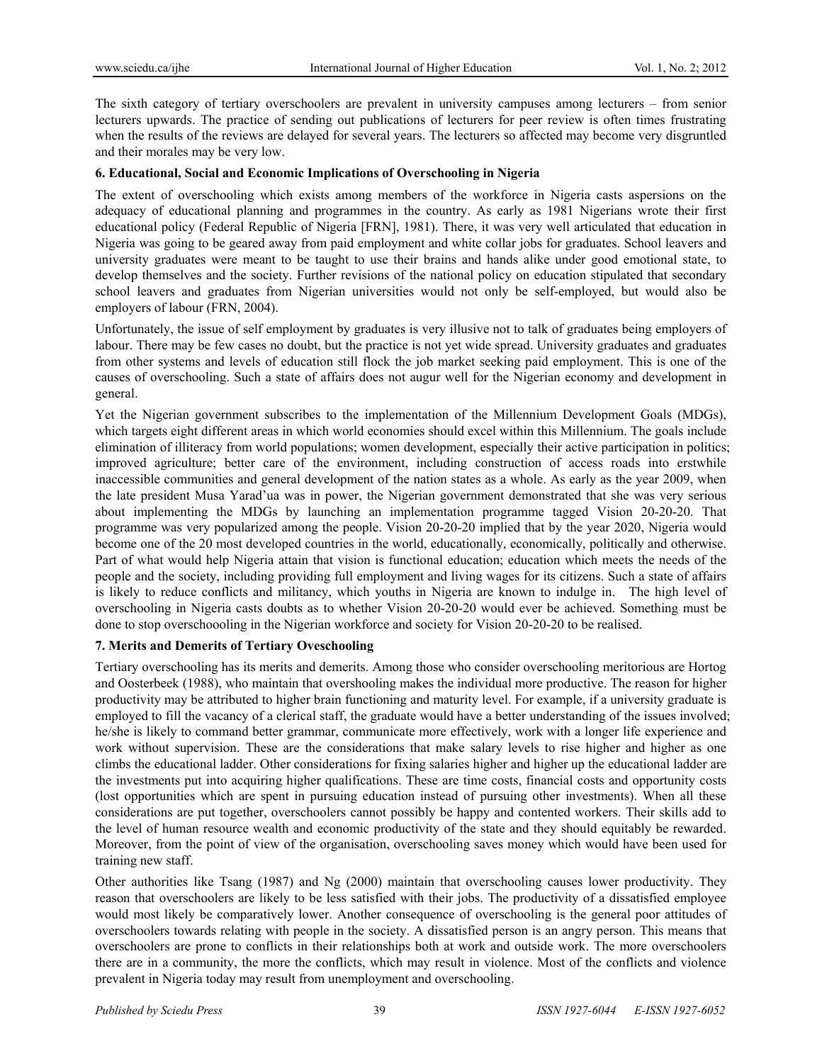The sixth category of tertiary overschoolers are prevalent in university campuses among lecturers – from senior lecturers upwards. The practice of sending out publications of lecturers for peer review is often times frustrating when the results of the reviews are delayed for several years. The lecturers so affected may become very disgruntled and their morales may be very low.

**6. Educational, Social and Economic Implications of Overschooling in Nigeria**

The extent of overschooling which exists among members of the workforce in Nigeria casts aspersions on the adequacy of educational planning and programmes in the country. As early as 1981 Nigerians wrote their first educational policy (Federal Republic of Nigeria [FRN], 1981). There, it was very well articulated that education in Nigeria was going to be geared away from paid employment and white collar jobs for graduates. School leavers and university graduates were meant to be taught to use their brains and hands alike under good emotional state, to develop themselves and the society. Further revisions of the national policy on education stipulated that secondary school leavers and graduates from Nigerian universities would not only be self-employed, but would also be employers of labour (FRN, 2004).

Unfortunately, the issue of self employment by graduates is very illusive not to talk of graduates being employers of labour. There may be few cases no doubt, but the practice is not yet wide spread. University graduates and graduates from other systems and levels of education still flock the job market seeking paid employment. This is one of the causes of overschooling. Such a state of affairs does not augur well for the Nigerian economy and development in general.

Yet the Nigerian government subscribes to the implementation of the Millennium Development Goals (MDGs), which targets eight different areas in which world economies should excel within this Millennium. The goals include elimination of illiteracy from world populations; women development, especially their active participation in politics; improved agriculture; better care of the environment, including construction of access roads into erstwhile inaccessible communities and general development of the nation states as a whole. As early as the year 2009, when the late president Musa Yarad'ua was in power, the Nigerian government demonstrated that she was very serious about implementing the MDGs by launching an implementation programme tagged Vision 20-20-20. That programme was very popularized among the people. Vision 20-20-20 implied that by the year 2020, Nigeria would become one of the 20 most developed countries in the world, educationally, economically, politically and otherwise. Part of what would help Nigeria attain that vision is functional education; education which meets the needs of the people and the society, including providing full employment and living wages for its citizens. Such a state of affairs is likely to reduce conflicts and militancy, which youths in Nigeria are known to indulge in. The high level of overschooling in Nigeria casts doubts as to whether Vision 20-20-20 would ever be achieved. Something must be done to stop overschooooling in the Nigerian workforce and society for Vision 20-20-20 to be realised.

**7. Merits and Demerits of Tertiary Oveschooling**

Tertiary overschooling has its merits and demerits. Among those who consider overschooling meritorious are Hortog and Oosterbeek (1988), who maintain that overshooling makes the individual more productive. The reason for higher productivity may be attributed to higher brain functioning and maturity level. For example, if a university graduate is employed to fill the vacancy of a clerical staff, the graduate would have a better understanding of the issues involved; he/she is likely to command better grammar, communicate more effectively, work with a longer life experience and work without supervision. These are the considerations that make salary levels to rise higher and higher as one climbs the educational ladder. Other considerations for fixing salaries higher and higher up the educational ladder are the investments put into acquiring higher qualifications. These are time costs, financial costs and opportunity costs (lost opportunities which are spent in pursuing education instead of pursuing other investments). When all these considerations are put together, overschoolers cannot possibly be happy and contented workers. Their skills add to the level of human resource wealth and economic productivity of the state and they should equitably be rewarded. Moreover, from the point of view of the organisation, overschooling saves money which would have been used for training new staff.

Other authorities like Tsang (1987) and Ng (2000) maintain that overschooling causes lower productivity. They reason that overschoolers are likely to be less satisfied with their jobs. The productivity of a dissatisfied employee would most likely be comparatively lower. Another consequence of overschooling is the general poor attitudes of overschoolers towards relating with people in the society. A dissatisfied person is an angry person. This means that overschoolers are prone to conflicts in their relationships both at work and outside work. The more overschoolers there are in a community, the more the conflicts, which may result in violence. Most of the conflicts and violence prevalent in Nigeria today may result from unemployment and overschooling.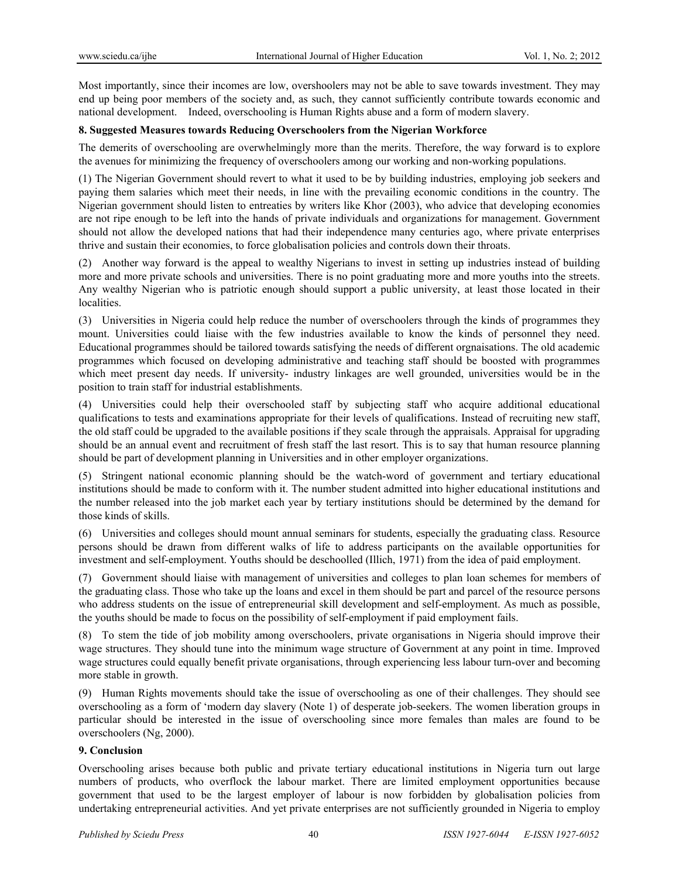Most importantly, since their incomes are low, overshoolers may not be able to save towards investment. They may end up being poor members of the society and, as such, they cannot sufficiently contribute towards economic and national development. Indeed, overschooling is Human Rights abuse and a form of modern slavery.

### 8. Suggested Measures towards Reducing Overschoolers from the Nigerian Workforce

The demerits of overschooling are overwhelmingly more than the merits. Therefore, the way forward is to explore the avenues for minimizing the frequency of overschoolers among our working and non-working populations.

(1) The Nigerian Government should revert to what it used to be by building industries, employing job seekers and paying them salaries which meet their needs, in line with the prevailing economic conditions in the country. The Nigerian government should listen to entreaties by writers like Khor (2003), who advice that developing economies are not ripe enough to be left into the hands of private individuals and organizations for management. Government should not allow the developed nations that had their independence many centuries ago, where private enterprises thrive and sustain their economies, to force globalisation policies and controls down their throats.

(2) Another way forward is the appeal to wealthy Nigerians to invest in setting up industries instead of building more and more private schools and universities. There is no point graduating more and more youths into the streets. Any wealthy Nigerian who is patriotic enough should support a public university, at least those located in their localities.

(3) Universities in Nigeria could help reduce the number of overschoolers through the kinds of programmes they mount. Universities could liaise with the few industries available to know the kinds of personnel they need. Educational programmes should be tailored towards satisfying the needs of different orgnaisations. The old academic programmes which focused on developing administrative and teaching staff should be boosted with programmes which meet present day needs. If university- industry linkages are well grounded, universities would be in the position to train staff for industrial establishments.

(4) Universities could help their overschooled staff by subjecting staff who acquire additional educational qualifications to tests and examinations appropriate for their levels of qualifications. Instead of recruiting new staff, the old staff could be upgraded to the available positions if they scale through the appraisals. Appraisal for upgrading should be an annual event and recruitment of fresh staff the last resort. This is to say that human resource planning should be part of development planning in Universities and in other employer organizations.

(5) Stringent national economic planning should be the watch-word of government and tertiary educational institutions should be made to conform with it. The number student admitted into higher educational institutions and the number released into the job market each year by tertiary institutions should be determined by the demand for those kinds of skills.

(6) Universities and colleges should mount annual seminars for students, especially the graduating class. Resource persons should be drawn from different walks of life to address participants on the available opportunities for investment and self-employment. Youths should be deschoolled (Illich, 1971) from the idea of paid employment.

(7) Government should liaise with management of universities and colleges to plan loan schemes for members of the graduating class. Those who take up the loans and excel in them should be part and parcel of the resource persons who address students on the issue of entrepreneurial skill development and self-employment. As much as possible, the youths should be made to focus on the possibility of self-employment if paid employment fails.

(8) To stem the tide of job mobility among overschoolers, private organisations in Nigeria should improve their wage structures. They should tune into the minimum wage structure of Government at any point in time. Improved wage structures could equally benefit private organisations, through experiencing less labour turn-over and becoming more stable in growth.

(9) Human Rights movements should take the issue of overschooling as one of their challenges. They should see overschooling as a form of 'modern day slavery (Note 1) of desperate job-seekers. The women liberation groups in particular should be interested in the issue of overschooling since more females than males are found to be overschoolers (Ng, 2000).

### 9. Conclusion

Overschooling arises because both public and private tertiary educational institutions in Nigeria turn out large numbers of products, who overflock the labour market. There are limited employment opportunities because government that used to be the largest employer of labour is now forbidden by globalisation policies from undertaking entrepreneurial activities. And yet private enterprises are not sufficiently grounded in Nigeria to employ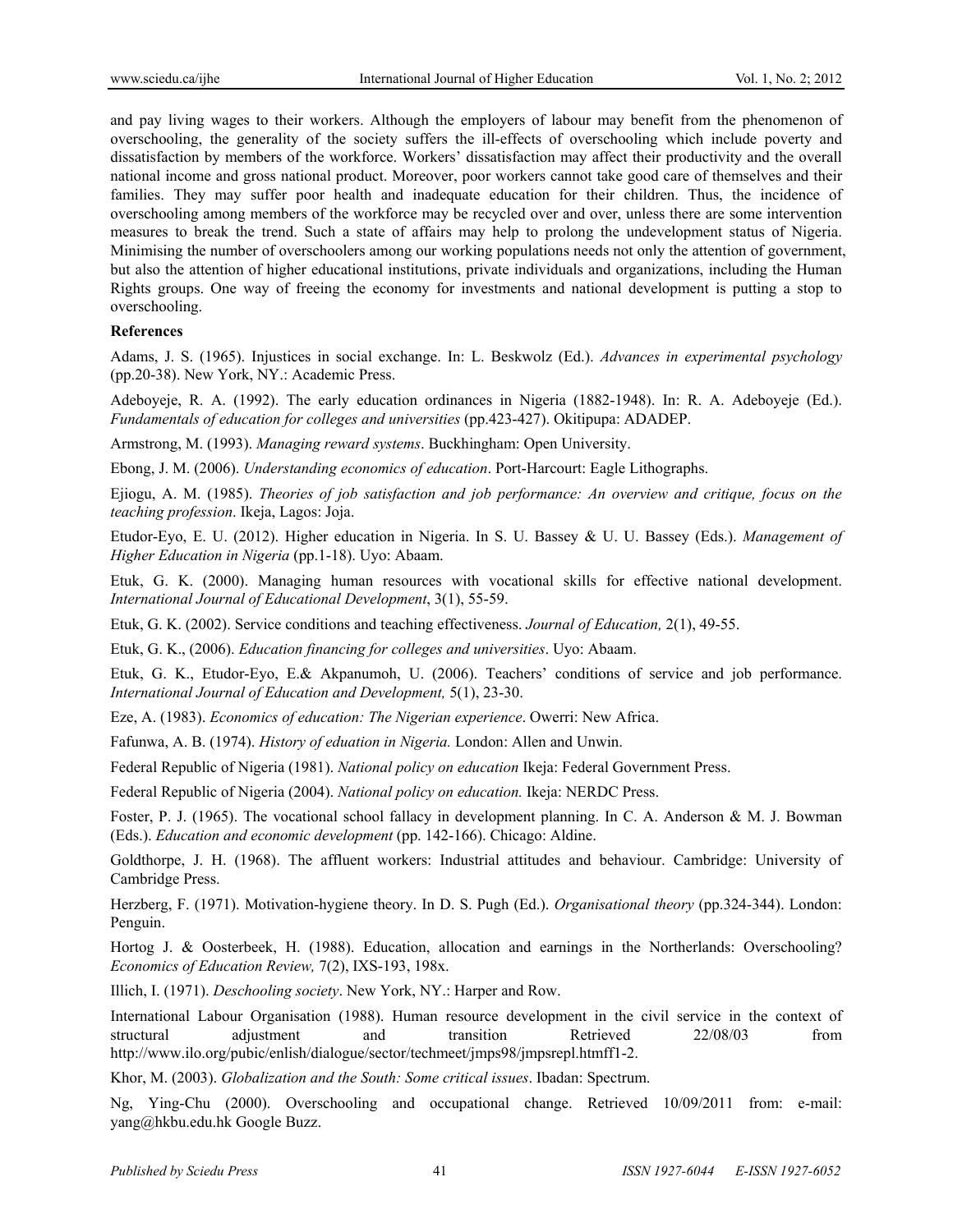and pay living wages to their workers. Although the employers of labour may benefit from the phenomenon of overschooling, the generality of the society suffers the ill-effects of overschooling which include poverty and dissatisfaction by members of the workforce. Workers' dissatisfaction may affect their productivity and the overall national income and gross national product. Moreover, poor workers cannot take good care of themselves and their families. They may suffer poor health and inadequate education for their children. Thus, the incidence of overschooling among members of the workforce may be recycled over and over, unless there are some intervention measures to break the trend. Such a state of affairs may help to prolong the undevelopment status of Nigeria. Minimising the number of overschoolers among our working populations needs not only the attention of government, but also the attention of higher educational institutions, private individuals and organizations, including the Human Rights groups. One way of freeing the economy for investments and national development is putting a stop to overschooling.

**References**

Adams, J. S. (1965). Injustices in social exchange. In: L. Beskwolz (Ed.). *Advances in experimental psychology* (pp.20-38). New York, NY.: Academic Press.

Adeboyeje, R. A. (1992). The early education ordinances in Nigeria (1882-1948). In: R. A. Adeboyeje (Ed.). *Fundamentals of education for colleges and universities* (pp.423-427). Okitipupa: ADADEP.

Armstrong, M. (1993). *Managing reward systems*. Buckhingham: Open University.

Ebong, J. M. (2006). *Understanding economics of education*. Port-Harcourt: Eagle Lithographs.

Ejiogu, A. M. (1985). *Theories of job satisfaction and job performance: An overview and critique, focus on the teaching profession*. Ikeja, Lagos: Joja.

Etudor-Eyo, E. U. (2012). Higher education in Nigeria. In S. U. Bassey & U. U. Bassey (Eds.). *Management of Higher Education in Nigeria* (pp.1-18). Uyo: Abaam.

Etuk, G. K. (2000). Managing human resources with vocational skills for effective national development. *International Journal of Educational Development*, 3(1), 55-59.

Etuk, G. K. (2002). Service conditions and teaching effectiveness. *Journal of Education,* 2(1), 49-55.

Etuk, G. K., (2006). *Education financing for colleges and universities*. Uyo: Abaam.

Etuk, G. K., Etudor-Eyo, E.& Akpanumoh, U. (2006). Teachers' conditions of service and job performance. *International Journal of Education and Development,* 5(1), 23-30.

Eze, A. (1983). *Economics of education: The Nigerian experience*. Owerri: New Africa.

Fafunwa, A. B. (1974). *History of eduation in Nigeria.* London: Allen and Unwin.

Federal Republic of Nigeria (1981). *National policy on education* Ikeja: Federal Government Press.

Federal Republic of Nigeria (2004). *National policy on education.* Ikeja: NERDC Press.

Foster, P. J. (1965). The vocational school fallacy in development planning. In C. A. Anderson & M. J. Bowman (Eds.). *Education and economic development* (pp. 142-166). Chicago: Aldine.

Goldthorpe, J. H. (1968). The affluent workers: Industrial attitudes and behaviour. Cambridge: University of Cambridge Press.

Herzberg, F. (1971). Motivation-hygiene theory. In D. S. Pugh (Ed.). *Organisational theory* (pp.324-344). London: Penguin.

Hortog J. & Oosterbeek, H. (1988). Education, allocation and earnings in the Northerlands: Overschooling? *Economics of Education Review,* 7(2), IXS-193, 198x.

Illich, I. (1971). *Deschooling society*. New York, NY.: Harper and Row.

International Labour Organisation (1988). Human resource development in the civil service in the context of structural adjustment and transition Retrieved 22/08/03 from http://www.ilo.org/pubic/enlish/dialogue/sector/techmeet/jmps98/jmpsrepl.htmff1-2.

Khor, M. (2003). *Globalization and the South: Some critical issues*. Ibadan: Spectrum.

Ng, Ying-Chu (2000). Overschooling and occupational change. Retrieved 10/09/2011 from: e-mail: yang@hkbu.edu.hk Google Buzz.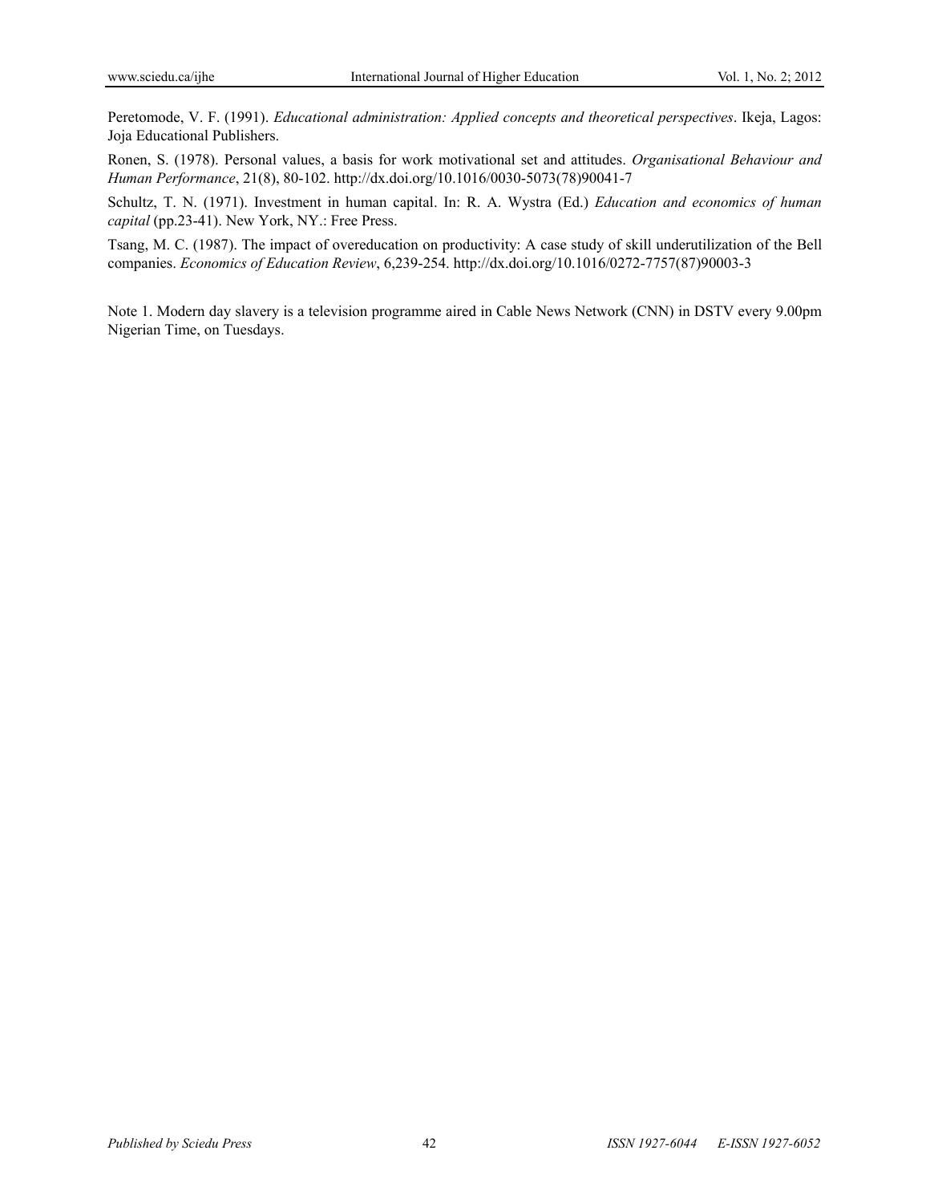Peretomode, V. F. (1991). *Educational administration: Applied concepts and theoretical perspectives*. Ikeja, Lagos: Joja Educational Publishers.

Ronen, S. (1978). Personal values, a basis for work motivational set and attitudes. *Organisational Behaviour and Human Performance*, 21(8), 80-102. http://dx.doi.org/10.1016/0030-5073(78)90041-7

Schultz, T. N. (1971). Investment in human capital. In: R. A. Wystra (Ed.) *Education and economics of human capital* (pp.23-41). New York, NY.: Free Press.

Tsang, M. C. (1987). The impact of overeducation on productivity: A case study of skill underutilization of the Bell companies. *Economics of Education Review*, 6,239-254. http://dx.doi.org/10.1016/0272-7757(87)90003-3

Note 1. Modern day slavery is a television programme aired in Cable News Network (CNN) in DSTV every 9.00pm Nigerian Time, on Tuesdays.